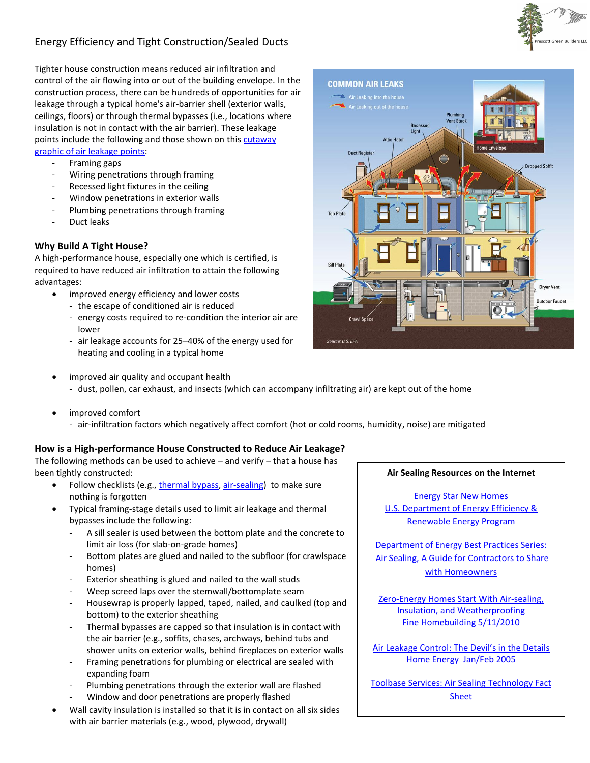# Energy Efficiency and Tight Construction/Sealed Ducts

Tighter house construction means reduced air infiltration and control of the air flowing into or out of the building envelope. In the construction process, there can be hundreds of opportunities for air leakage through a typical home's air-barrier shell (exterior walls, ceilings, floors) or through thermal bypasses (i.e., locations where insulation is not in contact with the air barrier). These leakage points include the following and those shown on this cutaway graphic of air leakage points:

- Framing gaps
- Wiring penetrations through framing
- Recessed light fixtures in the ceiling
- Window penetrations in exterior walls
- Plumbing penetrations through framing
- Duct leaks

### Why Build A Tight House?

A high-performance house, especially one which is certified, is required to have reduced air infiltration to attain the following advantages:

- improved energy efficiency and lower costs
  - the escape of conditioned air is reduced
  - energy costs required to re-condition the interior air are lower
  - air leakage accounts for 25–40% of the energy used for heating and cooling in a typical home
- improved air quality and occupant health
  - dust, pollen, car exhaust, and insects (which can accompany infiltrating air) are kept out of the home
- improved comfort
  - air-infiltration factors which negatively affect comfort (hot or cold rooms, humidity, noise) are mitigated

### How is a High-performance House Constructed to Reduce Air Leakage?

The following methods can be used to achieve – and verify – that a house has been tightly constructed:

- Follow checklists (e.g., thermal bypass, air-sealing) to make sure nothing is forgotten
- Typical framing-stage details used to limit air leakage and thermal bypasses include the following:
  - A sill sealer is used between the bottom plate and the concrete to limit air loss (for slab-on-grade homes)
  - Bottom plates are glued and nailed to the subfloor (for crawlspace homes)
  - Exterior sheathing is glued and nailed to the wall studs
  - Weep screed laps over the stemwall/bottomplate seam
  - Housewrap is properly lapped, taped, nailed, and caulked (top and bottom) to the exterior sheathing
  - Thermal bypasses are capped so that insulation is in contact with the air barrier (e.g., soffits, chases, archways, behind tubs and shower units on exterior walls, behind fireplaces on exterior walls
  - Framing penetrations for plumbing or electrical are sealed with expanding foam
  - Plumbing penetrations through the exterior wall are flashed
  - Window and door penetrations are properly flashed
- Wall cavity insulation is installed so that it is in contact on all six sides with air barrier materials (e.g., wood, plywood, drywall)

**Air Sealing Resources on the Internet**

Energy Star New Homes
U.S. Department of Energy Efficiency & Renewable Energy Program

Department of Energy Best Practices Series: Air Sealing, A Guide for Contractors to Share with Homeowners

Zero-Energy Homes Start With Air-sealing, Insulation, and Weatherproofing
Fine Homebuilding 5/11/2010

Air Leakage Control: The Devil's in the Details
Home Energy Jan/Feb 2005

Toolbase Services: Air Sealing Technology Fact Sheet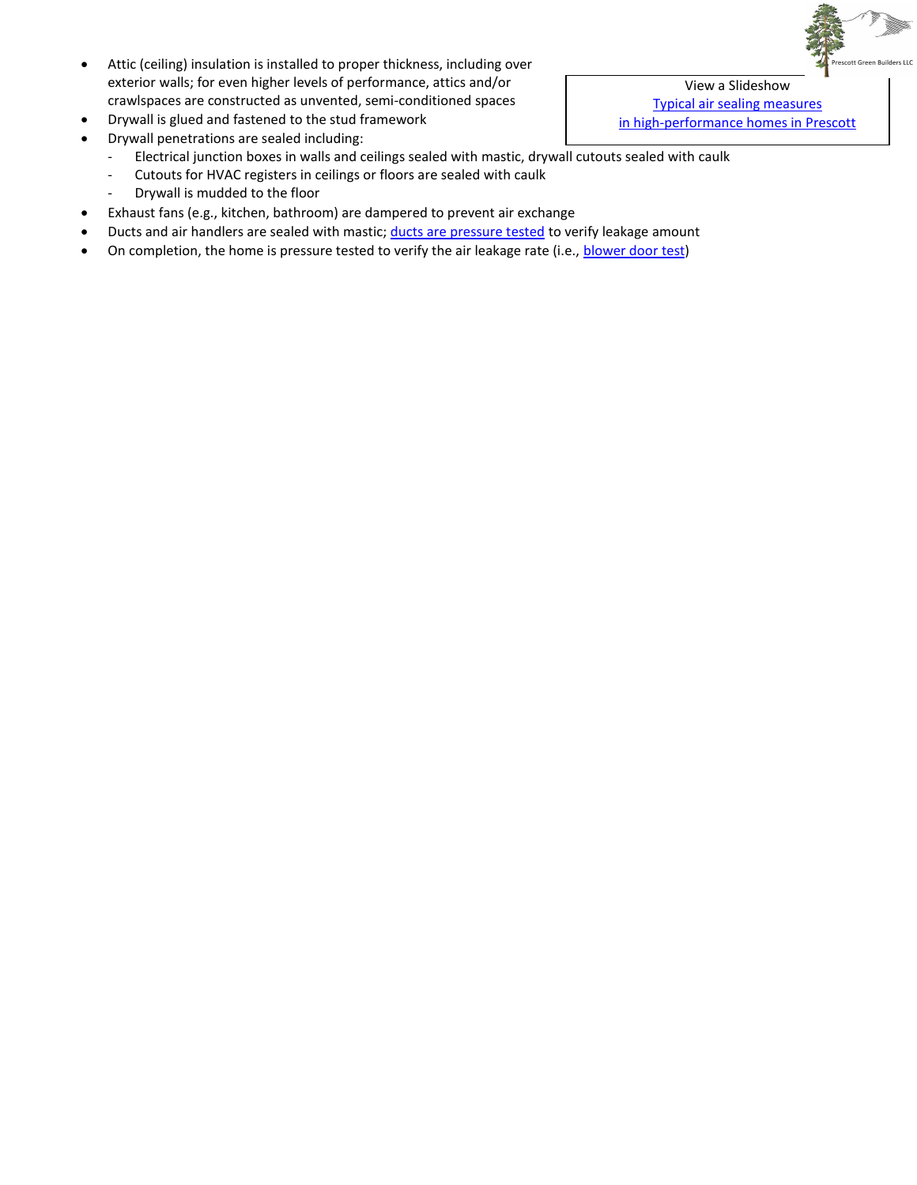- Attic (ceiling) insulation is installed to proper thickness, including over exterior walls; for even higher levels of performance, attics and/or crawlspaces are constructed as unvented, semi-conditioned spaces
- Drywall is glued and fastened to the stud framework
- Drywall penetrations are sealed including:
  - Electrical junction boxes in walls and ceilings sealed with mastic, drywall cutouts sealed with caulk
  - Cutouts for HVAC registers in ceilings or floors are sealed with caulk
  - Drywall is mudded to the floor
- Exhaust fans (e.g., kitchen, bathroom) are dampered to prevent air exchange
- Ducts and air handlers are sealed with mastic; ducts are pressure tested to verify leakage amount
- On completion, the home is pressure tested to verify the air leakage rate (i.e., blower door test)

View a Slideshow
Typical air sealing measures
in high-performance homes in Prescott